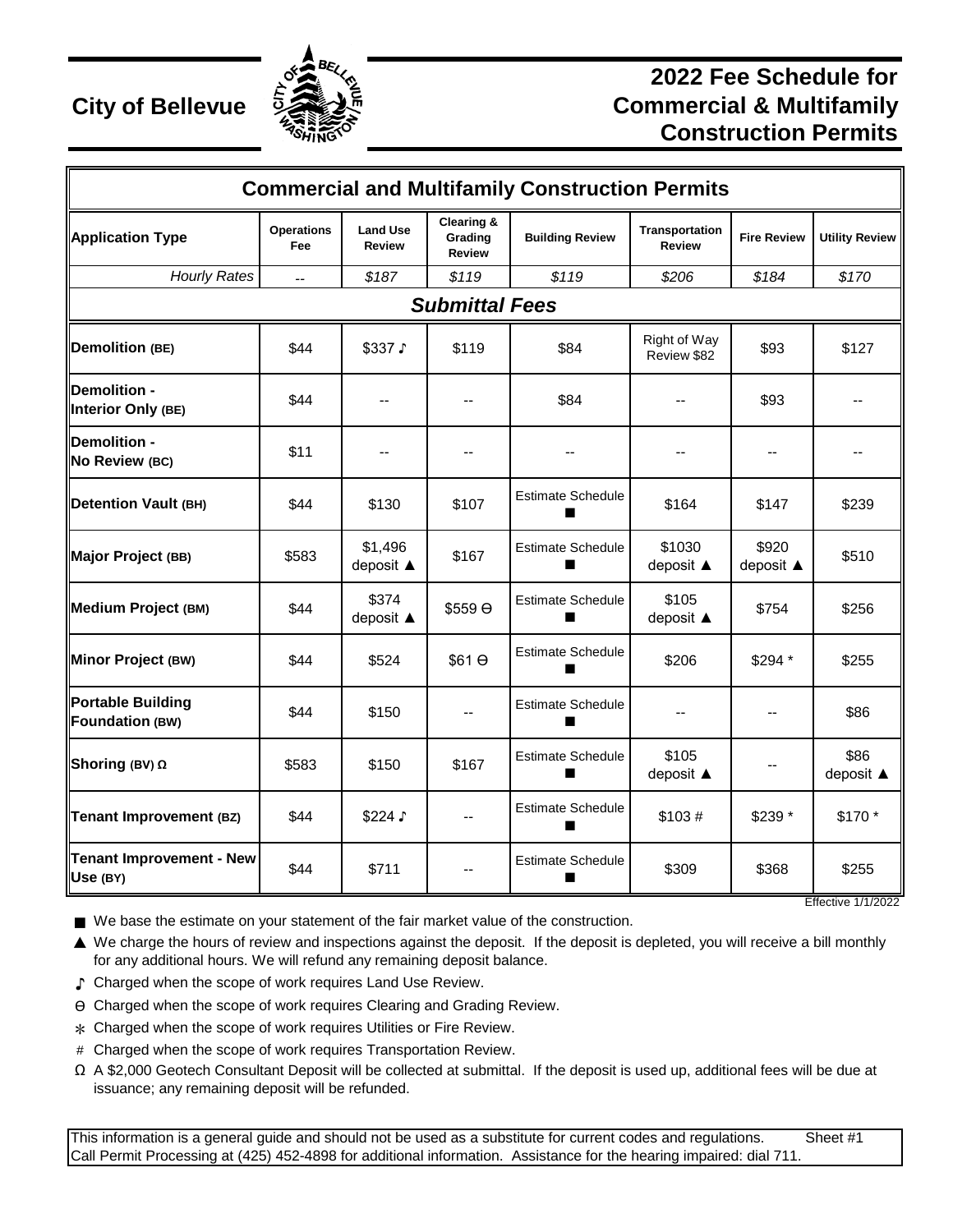# City of Bellevue

# 2022 Fee Schedule for Commercial & Multifamily Construction Permits

## Commercial and Multifamily Construction Permits

| Application Type | Operations Fee | Land Use Review | Clearing & Grading Review | Building Review | Transportation Review | Fire Review | Utility Review |
|---|---|---|---|---|---|---|---|
| *Hourly Rates* | -- | *$187* | *$119* | *$119* | *$206* | *$184* | *$170* |
| ***Submittal Fees*** | | | | | | | |
| **Demolition (BE)** | $44 | $337 ♪ | $119 | $84 | Right of Way Review $82 | $93 | $127 |
| **Demolition - Interior Only (BE)** | $44 | -- | -- | $84 | -- | $93 | -- |
| **Demolition - No Review (BC)** | $11 | -- | -- | -- | -- | -- | -- |
| **Detention Vault (BH)** | $44 | $130 | $107 | Estimate Schedule ■ | $164 | $147 | $239 |
| **Major Project (BB)** | $583 | $1,496 deposit ▲ | $167 | Estimate Schedule ■ | $1030 deposit ▲ | $920 deposit ▲ | $510 |
| **Medium Project (BM)** | $44 | $374 deposit ▲ | $559 ϴ | Estimate Schedule ■ | $105 deposit ▲ | $754 | $256 |
| **Minor Project (BW)** | $44 | $524 | $61 ϴ | Estimate Schedule ■ | $206 | $294 * | $255 |
| **Portable Building Foundation (BW)** | $44 | $150 | -- | Estimate Schedule ■ | -- | -- | $86 |
| **Shoring (BV) Ω** | $583 | $150 | $167 | Estimate Schedule ■ | $105 deposit ▲ | -- | $86 deposit ▲ |
| **Tenant Improvement (BZ)** | $44 | $224 ♪ | -- | Estimate Schedule ■ | $103 # | $239 * | $170 * |
| **Tenant Improvement - New Use (BY)** | $44 | $711 | -- | Estimate Schedule ■ | $309 | $368 | $255 |

Effective 1/1/2022

■ We base the estimate on your statement of the fair market value of the construction.

▲ We charge the hours of review and inspections against the deposit. If the deposit is depleted, you will receive a bill monthly for any additional hours. We will refund any remaining deposit balance.

♪ Charged when the scope of work requires Land Use Review.

ϴ Charged when the scope of work requires Clearing and Grading Review.

* Charged when the scope of work requires Utilities or Fire Review.

# Charged when the scope of work requires Transportation Review.

Ω A $2,000 Geotech Consultant Deposit will be collected at submittal. If the deposit is used up, additional fees will be due at issuance; any remaining deposit will be refunded.

This information is a general guide and should not be used as a substitute for current codes and regulations. Sheet #1
Call Permit Processing at (425) 452-4898 for additional information. Assistance for the hearing impaired: dial 711.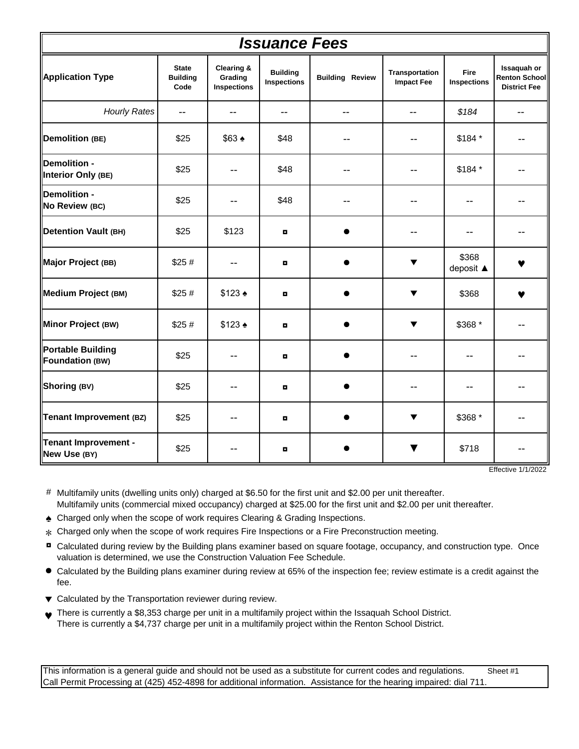# Issuance Fees

| Application Type | State Building Code | Clearing & Grading Inspections | Building Inspections | Building Review | Transportation Impact Fee | Fire Inspections | Issaquah or Renton School District Fee |
|---|---|---|---|---|---|---|---|
| *Hourly Rates* | -- | -- | -- | -- | -- | *$184* | -- |
| **Demolition (BE)** | $25 | $63 ♠ | $48 | -- | -- | $184 * | -- |
| **Demolition - Interior Only (BE)** | $25 | -- | $48 | -- | -- | $184 * | -- |
| **Demolition - No Review (BC)** | $25 | -- | $48 | -- | -- | -- | -- |
| **Detention Vault (BH)** | $25 | $123 | ◘ | ● | -- | -- | -- |
| **Major Project (BB)** | $25 # | -- | ◘ | ● | ▼ | $368 deposit ▲ | ♥ |
| **Medium Project (BM)** | $25 # | $123 ♠ | ◘ | ● | ▼ | $368 | ♥ |
| **Minor Project (BW)** | $25 # | $123 ♠ | ◘ | ● | ▼ | $368 * | -- |
| **Portable Building Foundation (BW)** | $25 | -- | ◘ | ● | -- | -- | -- |
| **Shoring (BV)** | $25 | -- | ◘ | ● | -- | -- | -- |
| **Tenant Improvement (BZ)** | $25 | -- | ◘ | ● | ▼ | $368 * | -- |
| **Tenant Improvement - New Use (BY)** | $25 | -- | ◘ | ● | ▼ | $718 | -- |

Effective 1/1/2022

- # Multifamily units (dwelling units only) charged at $6.50 for the first unit and $2.00 per unit thereafter. Multifamily units (commercial mixed occupancy) charged at $25.00 for the first unit and $2.00 per unit thereafter.
- ♠ Charged only when the scope of work requires Clearing & Grading Inspections.
- * Charged only when the scope of work requires Fire Inspections or a Fire Preconstruction meeting.
- ◘ Calculated during review by the Building plans examiner based on square footage, occupancy, and construction type. Once valuation is determined, we use the Construction Valuation Fee Schedule.
- ● Calculated by the Building plans examiner during review at 65% of the inspection fee; review estimate is a credit against the fee.
- ▼ Calculated by the Transportation reviewer during review.
- ♥ There is currently a $8,353 charge per unit in a multifamily project within the Issaquah School District. There is currently a $4,737 charge per unit in a multifamily project within the Renton School District.

This information is a general guide and should not be used as a substitute for current codes and regulations. Sheet #1
Call Permit Processing at (425) 452-4898 for additional information. Assistance for the hearing impaired: dial 711.